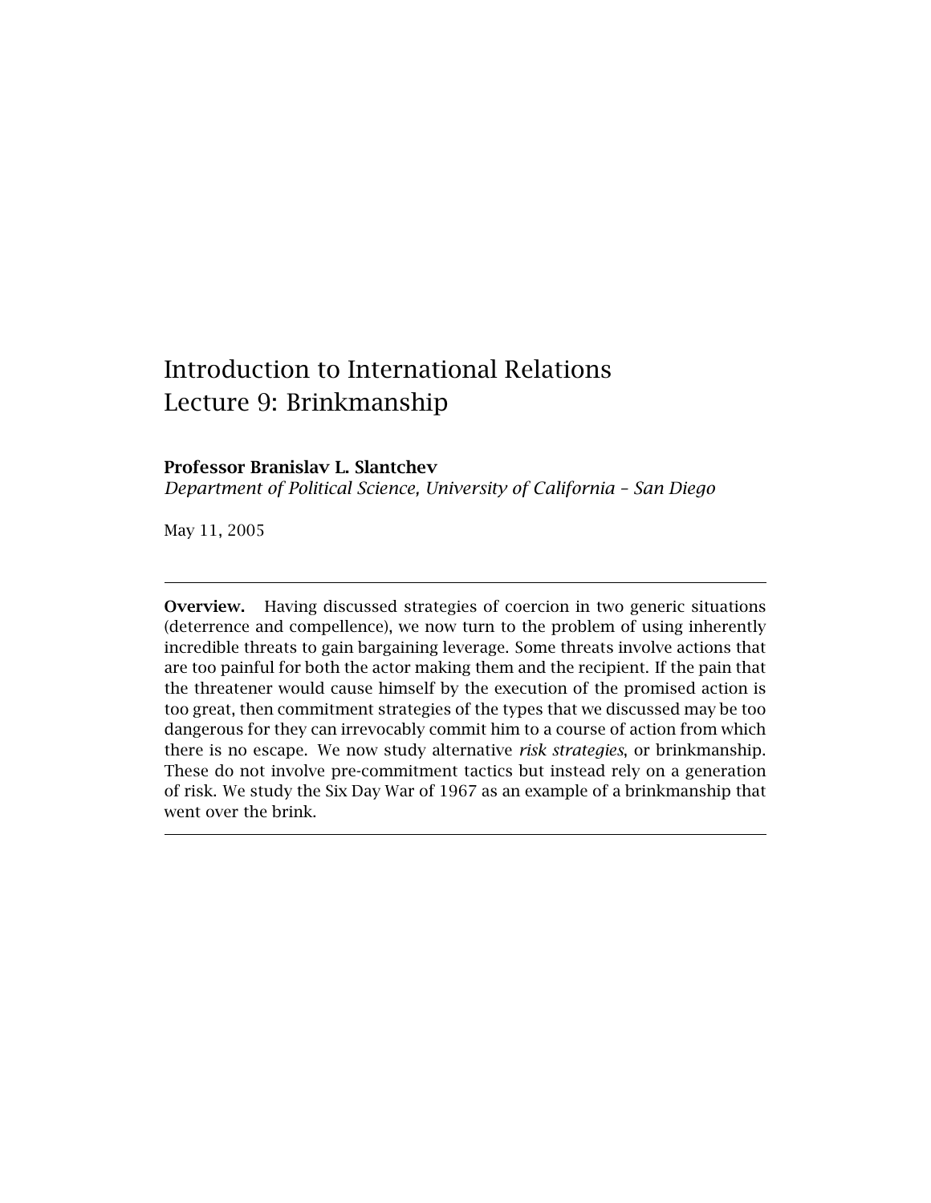# Introduction to International Relations
# Lecture 9: Brinkmanship

**Professor Branislav L. Slantchev**
*Department of Political Science, University of California – San Diego*

May 11, 2005

---

**Overview.** Having discussed strategies of coercion in two generic situations (deterrence and compellence), we now turn to the problem of using inherently incredible threats to gain bargaining leverage. Some threats involve actions that are too painful for both the actor making them and the recipient. If the pain that the threatener would cause himself by the execution of the promised action is too great, then commitment strategies of the types that we discussed may be too dangerous for they can irrevocably commit him to a course of action from which there is no escape. We now study alternative *risk strategies*, or brinkmanship. These do not involve pre-commitment tactics but instead rely on a generation of risk. We study the Six Day War of 1967 as an example of a brinkmanship that went over the brink.

---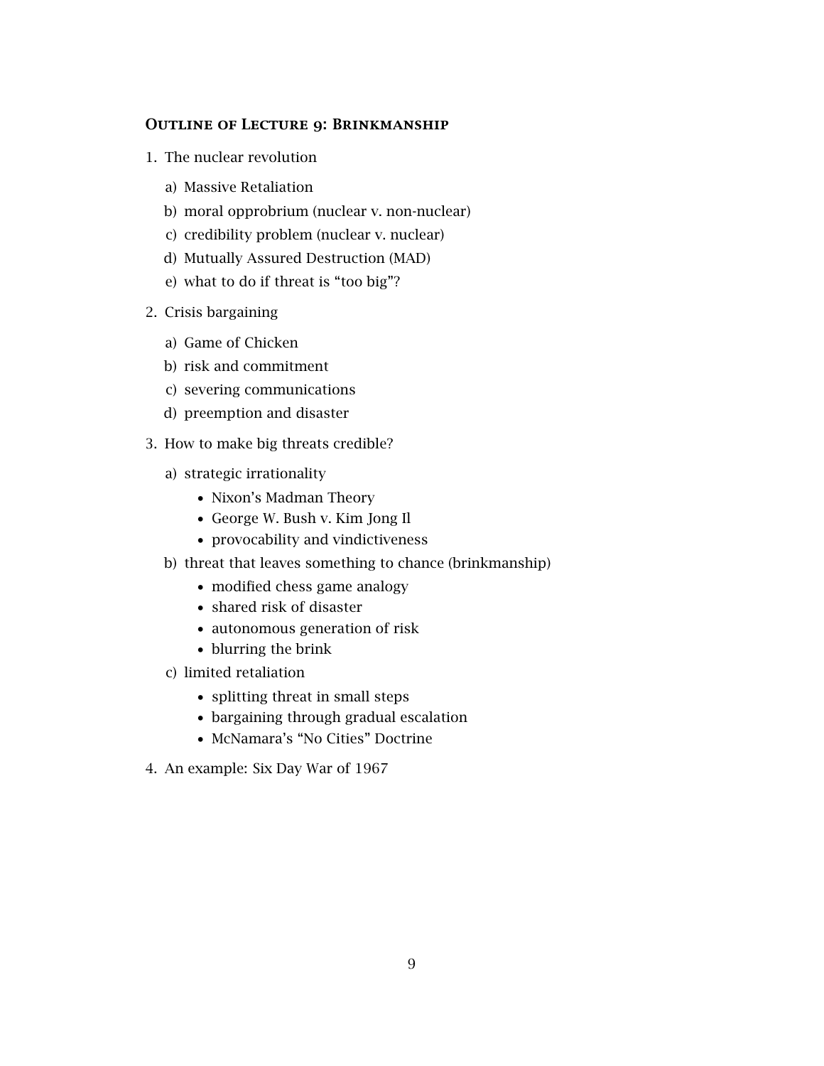## Outline of Lecture 9: Brinkmanship

1. The nuclear revolution
   a) Massive Retaliation
   b) moral opprobrium (nuclear v. non-nuclear)
   c) credibility problem (nuclear v. nuclear)
   d) Mutually Assured Destruction (MAD)
   e) what to do if threat is "too big"?
2. Crisis bargaining
   a) Game of Chicken
   b) risk and commitment
   c) severing communications
   d) preemption and disaster
3. How to make big threats credible?
   a) strategic irrationality
      - Nixon's Madman Theory
      - George W. Bush v. Kim Jong Il
      - provocability and vindictiveness
   b) threat that leaves something to chance (brinkmanship)
      - modified chess game analogy
      - shared risk of disaster
      - autonomous generation of risk
      - blurring the brink
   c) limited retaliation
      - splitting threat in small steps
      - bargaining through gradual escalation
      - McNamara's "No Cities" Doctrine
4. An example: Six Day War of 1967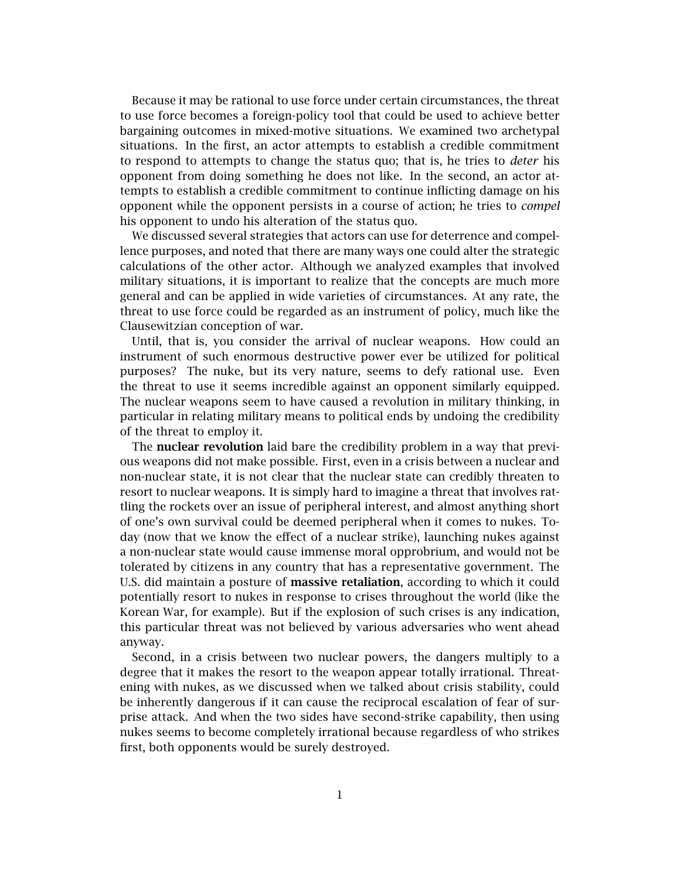Because it may be rational to use force under certain circumstances, the threat to use force becomes a foreign-policy tool that could be used to achieve better bargaining outcomes in mixed-motive situations. We examined two archetypal situations. In the first, an actor attempts to establish a credible commitment to respond to attempts to change the status quo; that is, he tries to *deter* his opponent from doing something he does not like. In the second, an actor attempts to establish a credible commitment to continue inflicting damage on his opponent while the opponent persists in a course of action; he tries to *compel* his opponent to undo his alteration of the status quo.

We discussed several strategies that actors can use for deterrence and compellence purposes, and noted that there are many ways one could alter the strategic calculations of the other actor. Although we analyzed examples that involved military situations, it is important to realize that the concepts are much more general and can be applied in wide varieties of circumstances. At any rate, the threat to use force could be regarded as an instrument of policy, much like the Clausewitzian conception of war.

Until, that is, you consider the arrival of nuclear weapons. How could an instrument of such enormous destructive power ever be utilized for political purposes? The nuke, but its very nature, seems to defy rational use. Even the threat to use it seems incredible against an opponent similarly equipped. The nuclear weapons seem to have caused a revolution in military thinking, in particular in relating military means to political ends by undoing the credibility of the threat to employ it.

The **nuclear revolution** laid bare the credibility problem in a way that previous weapons did not make possible. First, even in a crisis between a nuclear and non-nuclear state, it is not clear that the nuclear state can credibly threaten to resort to nuclear weapons. It is simply hard to imagine a threat that involves rattling the rockets over an issue of peripheral interest, and almost anything short of one's own survival could be deemed peripheral when it comes to nukes. Today (now that we know the effect of a nuclear strike), launching nukes against a non-nuclear state would cause immense moral opprobrium, and would not be tolerated by citizens in any country that has a representative government. The U.S. did maintain a posture of **massive retaliation**, according to which it could potentially resort to nukes in response to crises throughout the world (like the Korean War, for example). But if the explosion of such crises is any indication, this particular threat was not believed by various adversaries who went ahead anyway.

Second, in a crisis between two nuclear powers, the dangers multiply to a degree that it makes the resort to the weapon appear totally irrational. Threatening with nukes, as we discussed when we talked about crisis stability, could be inherently dangerous if it can cause the reciprocal escalation of fear of surprise attack. And when the two sides have second-strike capability, then using nukes seems to become completely irrational because regardless of who strikes first, both opponents would be surely destroyed.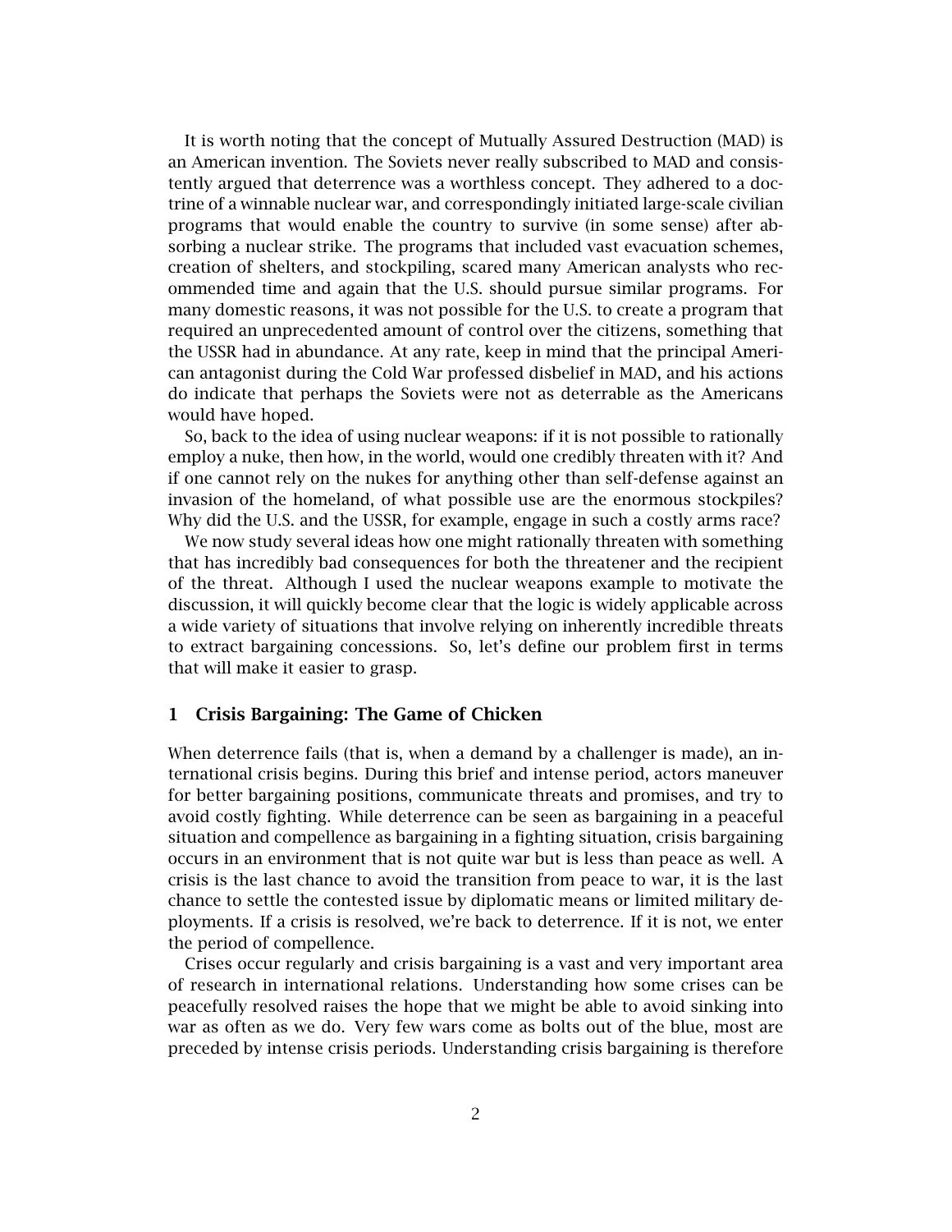It is worth noting that the concept of Mutually Assured Destruction (MAD) is an American invention. The Soviets never really subscribed to MAD and consistently argued that deterrence was a worthless concept. They adhered to a doctrine of a winnable nuclear war, and correspondingly initiated large-scale civilian programs that would enable the country to survive (in some sense) after absorbing a nuclear strike. The programs that included vast evacuation schemes, creation of shelters, and stockpiling, scared many American analysts who recommended time and again that the U.S. should pursue similar programs. For many domestic reasons, it was not possible for the U.S. to create a program that required an unprecedented amount of control over the citizens, something that the USSR had in abundance. At any rate, keep in mind that the principal American antagonist during the Cold War professed disbelief in MAD, and his actions do indicate that perhaps the Soviets were not as deterrable as the Americans would have hoped.

So, back to the idea of using nuclear weapons: if it is not possible to rationally employ a nuke, then how, in the world, would one credibly threaten with it? And if one cannot rely on the nukes for anything other than self-defense against an invasion of the homeland, of what possible use are the enormous stockpiles? Why did the U.S. and the USSR, for example, engage in such a costly arms race?

We now study several ideas how one might rationally threaten with something that has incredibly bad consequences for both the threatener and the recipient of the threat. Although I used the nuclear weapons example to motivate the discussion, it will quickly become clear that the logic is widely applicable across a wide variety of situations that involve relying on inherently incredible threats to extract bargaining concessions. So, let's define our problem first in terms that will make it easier to grasp.

## 1 Crisis Bargaining: The Game of Chicken

When deterrence fails (that is, when a demand by a challenger is made), an international crisis begins. During this brief and intense period, actors maneuver for better bargaining positions, communicate threats and promises, and try to avoid costly fighting. While deterrence can be seen as bargaining in a peaceful situation and compellence as bargaining in a fighting situation, crisis bargaining occurs in an environment that is not quite war but is less than peace as well. A crisis is the last chance to avoid the transition from peace to war, it is the last chance to settle the contested issue by diplomatic means or limited military deployments. If a crisis is resolved, we're back to deterrence. If it is not, we enter the period of compellence.

Crises occur regularly and crisis bargaining is a vast and very important area of research in international relations. Understanding how some crises can be peacefully resolved raises the hope that we might be able to avoid sinking into war as often as we do. Very few wars come as bolts out of the blue, most are preceded by intense crisis periods. Understanding crisis bargaining is therefore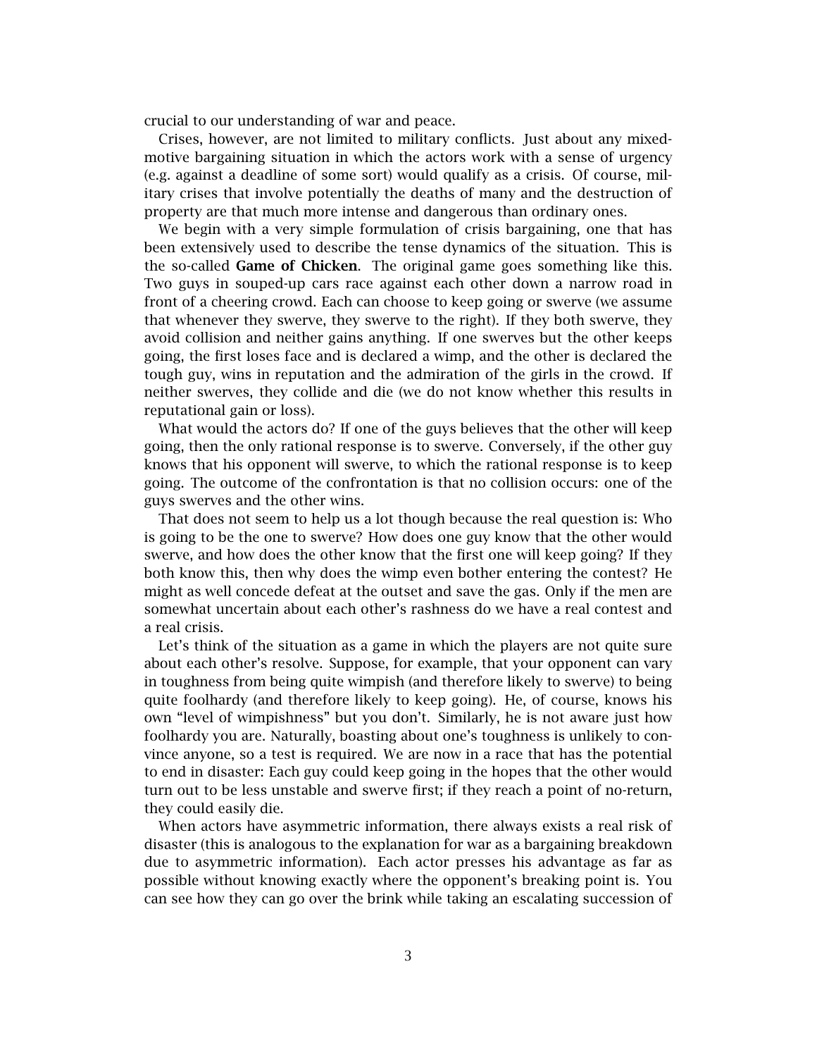crucial to our understanding of war and peace.

Crises, however, are not limited to military conflicts. Just about any mixed-motive bargaining situation in which the actors work with a sense of urgency (e.g. against a deadline of some sort) would qualify as a crisis. Of course, military crises that involve potentially the deaths of many and the destruction of property are that much more intense and dangerous than ordinary ones.

We begin with a very simple formulation of crisis bargaining, one that has been extensively used to describe the tense dynamics of the situation. This is the so-called **Game of Chicken**. The original game goes something like this. Two guys in souped-up cars race against each other down a narrow road in front of a cheering crowd. Each can choose to keep going or swerve (we assume that whenever they swerve, they swerve to the right). If they both swerve, they avoid collision and neither gains anything. If one swerves but the other keeps going, the first loses face and is declared a wimp, and the other is declared the tough guy, wins in reputation and the admiration of the girls in the crowd. If neither swerves, they collide and die (we do not know whether this results in reputational gain or loss).

What would the actors do? If one of the guys believes that the other will keep going, then the only rational response is to swerve. Conversely, if the other guy knows that his opponent will swerve, to which the rational response is to keep going. The outcome of the confrontation is that no collision occurs: one of the guys swerves and the other wins.

That does not seem to help us a lot though because the real question is: Who is going to be the one to swerve? How does one guy know that the other would swerve, and how does the other know that the first one will keep going? If they both know this, then why does the wimp even bother entering the contest? He might as well concede defeat at the outset and save the gas. Only if the men are somewhat uncertain about each other's rashness do we have a real contest and a real crisis.

Let's think of the situation as a game in which the players are not quite sure about each other's resolve. Suppose, for example, that your opponent can vary in toughness from being quite wimpish (and therefore likely to swerve) to being quite foolhardy (and therefore likely to keep going). He, of course, knows his own "level of wimpishness" but you don't. Similarly, he is not aware just how foolhardy you are. Naturally, boasting about one's toughness is unlikely to convince anyone, so a test is required. We are now in a race that has the potential to end in disaster: Each guy could keep going in the hopes that the other would turn out to be less unstable and swerve first; if they reach a point of no-return, they could easily die.

When actors have asymmetric information, there always exists a real risk of disaster (this is analogous to the explanation for war as a bargaining breakdown due to asymmetric information). Each actor presses his advantage as far as possible without knowing exactly where the opponent's breaking point is. You can see how they can go over the brink while taking an escalating succession of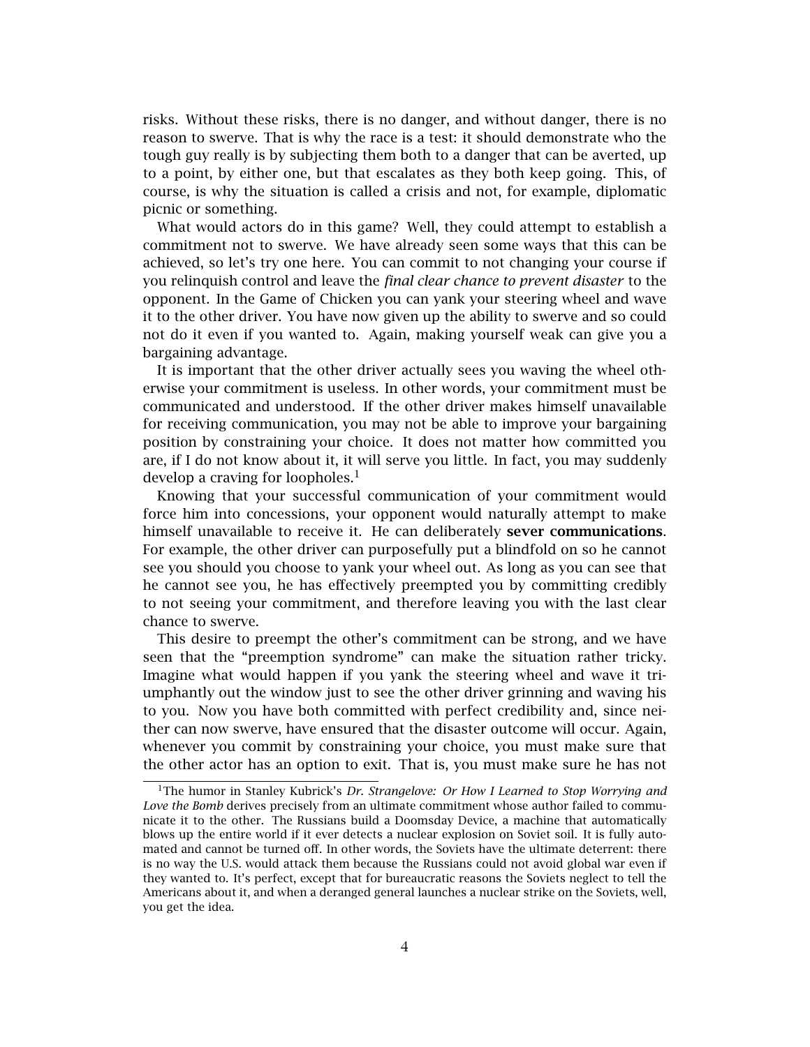risks. Without these risks, there is no danger, and without danger, there is no reason to swerve. That is why the race is a test: it should demonstrate who the tough guy really is by subjecting them both to a danger that can be averted, up to a point, by either one, but that escalates as they both keep going. This, of course, is why the situation is called a crisis and not, for example, diplomatic picnic or something.

What would actors do in this game? Well, they could attempt to establish a commitment not to swerve. We have already seen some ways that this can be achieved, so let's try one here. You can commit to not changing your course if you relinquish control and leave the *final clear chance to prevent disaster* to the opponent. In the Game of Chicken you can yank your steering wheel and wave it to the other driver. You have now given up the ability to swerve and so could not do it even if you wanted to. Again, making yourself weak can give you a bargaining advantage.

It is important that the other driver actually sees you waving the wheel otherwise your commitment is useless. In other words, your commitment must be communicated and understood. If the other driver makes himself unavailable for receiving communication, you may not be able to improve your bargaining position by constraining your choice. It does not matter how committed you are, if I do not know about it, it will serve you little. In fact, you may suddenly develop a craving for loopholes.[1]

Knowing that your successful communication of your commitment would force him into concessions, your opponent would naturally attempt to make himself unavailable to receive it. He can deliberately **sever communications**. For example, the other driver can purposefully put a blindfold on so he cannot see you should you choose to yank your wheel out. As long as you can see that he cannot see you, he has effectively preempted you by committing credibly to not seeing your commitment, and therefore leaving you with the last clear chance to swerve.

This desire to preempt the other's commitment can be strong, and we have seen that the "preemption syndrome" can make the situation rather tricky. Imagine what would happen if you yank the steering wheel and wave it triumphantly out the window just to see the other driver grinning and waving his to you. Now you have both committed with perfect credibility and, since neither can now swerve, have ensured that the disaster outcome will occur. Again, whenever you commit by constraining your choice, you must make sure that the other actor has an option to exit. That is, you must make sure he has not

---

[1] The humor in Stanley Kubrick's *Dr. Strangelove: Or How I Learned to Stop Worrying and Love the Bomb* derives precisely from an ultimate commitment whose author failed to communicate it to the other. The Russians build a Doomsday Device, a machine that automatically blows up the entire world if it ever detects a nuclear explosion on Soviet soil. It is fully automated and cannot be turned off. In other words, the Soviets have the ultimate deterrent: there is no way the U.S. would attack them because the Russians could not avoid global war even if they wanted to. It's perfect, except that for bureaucratic reasons the Soviets neglect to tell the Americans about it, and when a deranged general launches a nuclear strike on the Soviets, well, you get the idea.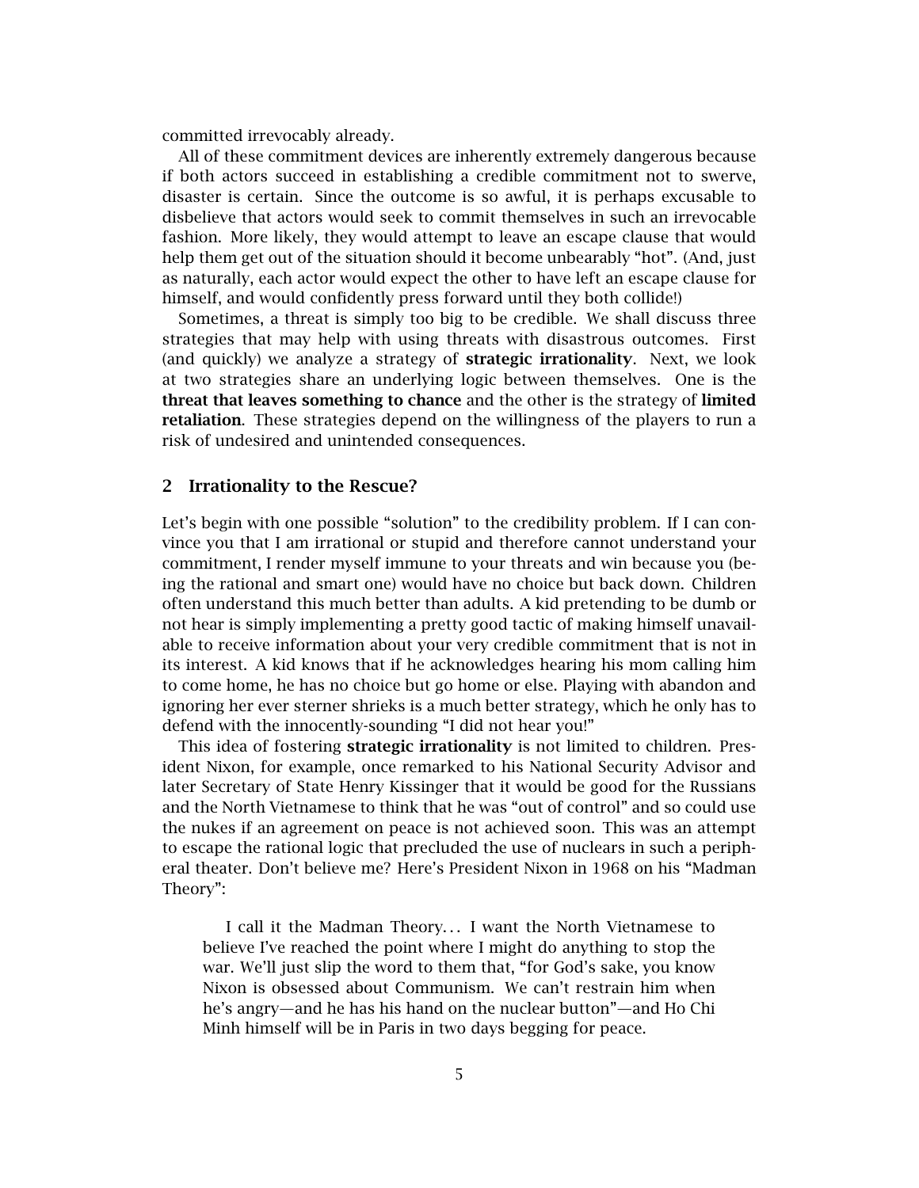committed irrevocably already.

All of these commitment devices are inherently extremely dangerous because if both actors succeed in establishing a credible commitment not to swerve, disaster is certain. Since the outcome is so awful, it is perhaps excusable to disbelieve that actors would seek to commit themselves in such an irrevocable fashion. More likely, they would attempt to leave an escape clause that would help them get out of the situation should it become unbearably "hot". (And, just as naturally, each actor would expect the other to have left an escape clause for himself, and would confidently press forward until they both collide!)

Sometimes, a threat is simply too big to be credible. We shall discuss three strategies that may help with using threats with disastrous outcomes. First (and quickly) we analyze a strategy of **strategic irrationality**. Next, we look at two strategies share an underlying logic between themselves. One is the **threat that leaves something to chance** and the other is the strategy of **limited retaliation**. These strategies depend on the willingness of the players to run a risk of undesired and unintended consequences.

## 2 Irrationality to the Rescue?

Let's begin with one possible "solution" to the credibility problem. If I can convince you that I am irrational or stupid and therefore cannot understand your commitment, I render myself immune to your threats and win because you (being the rational and smart one) would have no choice but back down. Children often understand this much better than adults. A kid pretending to be dumb or not hear is simply implementing a pretty good tactic of making himself unavailable to receive information about your very credible commitment that is not in its interest. A kid knows that if he acknowledges hearing his mom calling him to come home, he has no choice but go home or else. Playing with abandon and ignoring her ever sterner shrieks is a much better strategy, which he only has to defend with the innocently-sounding "I did not hear you!"

This idea of fostering **strategic irrationality** is not limited to children. President Nixon, for example, once remarked to his National Security Advisor and later Secretary of State Henry Kissinger that it would be good for the Russians and the North Vietnamese to think that he was "out of control" and so could use the nukes if an agreement on peace is not achieved soon. This was an attempt to escape the rational logic that precluded the use of nuclears in such a peripheral theater. Don't believe me? Here's President Nixon in 1968 on his "Madman Theory":

> I call it the Madman Theory... I want the North Vietnamese to believe I've reached the point where I might do anything to stop the war. We'll just slip the word to them that, "for God's sake, you know Nixon is obsessed about Communism. We can't restrain him when he's angry—and he has his hand on the nuclear button"—and Ho Chi Minh himself will be in Paris in two days begging for peace.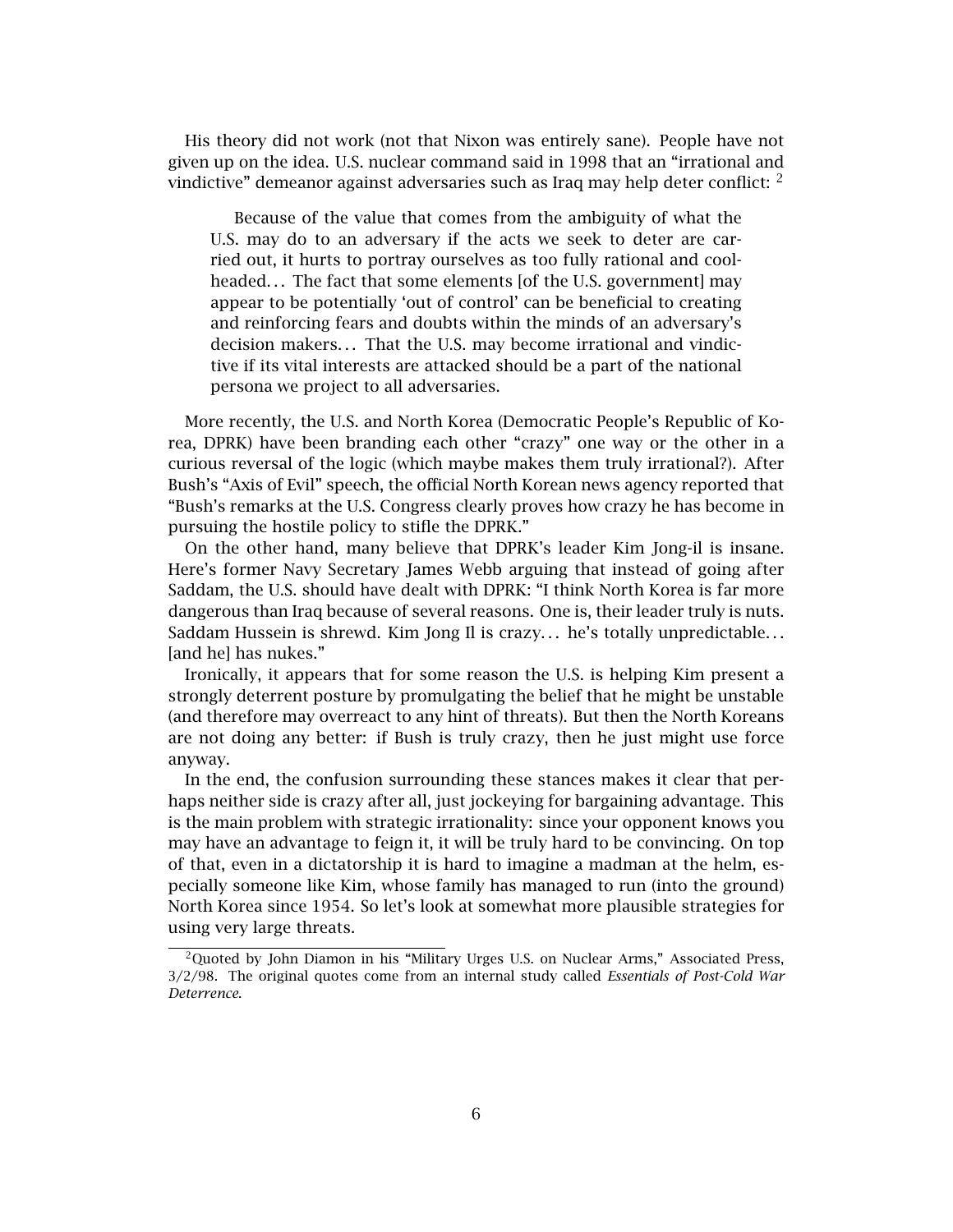His theory did not work (not that Nixon was entirely sane). People have not given up on the idea. U.S. nuclear command said in 1998 that an "irrational and vindictive" demeanor against adversaries such as Iraq may help deter conflict: [2]

> Because of the value that comes from the ambiguity of what the U.S. may do to an adversary if the acts we seek to deter are carried out, it hurts to portray ourselves as too fully rational and coolheaded… The fact that some elements [of the U.S. government] may appear to be potentially 'out of control' can be beneficial to creating and reinforcing fears and doubts within the minds of an adversary's decision makers… That the U.S. may become irrational and vindictive if its vital interests are attacked should be a part of the national persona we project to all adversaries.

More recently, the U.S. and North Korea (Democratic People's Republic of Korea, DPRK) have been branding each other "crazy" one way or the other in a curious reversal of the logic (which maybe makes them truly irrational?). After Bush's "Axis of Evil" speech, the official North Korean news agency reported that "Bush's remarks at the U.S. Congress clearly proves how crazy he has become in pursuing the hostile policy to stifle the DPRK."

On the other hand, many believe that DPRK's leader Kim Jong-il is insane. Here's former Navy Secretary James Webb arguing that instead of going after Saddam, the U.S. should have dealt with DPRK: "I think North Korea is far more dangerous than Iraq because of several reasons. One is, their leader truly is nuts. Saddam Hussein is shrewd. Kim Jong Il is crazy… he's totally unpredictable… [and he] has nukes."

Ironically, it appears that for some reason the U.S. is helping Kim present a strongly deterrent posture by promulgating the belief that he might be unstable (and therefore may overreact to any hint of threats). But then the North Koreans are not doing any better: if Bush is truly crazy, then he just might use force anyway.

In the end, the confusion surrounding these stances makes it clear that perhaps neither side is crazy after all, just jockeying for bargaining advantage. This is the main problem with strategic irrationality: since your opponent knows you may have an advantage to feign it, it will be truly hard to be convincing. On top of that, even in a dictatorship it is hard to imagine a madman at the helm, especially someone like Kim, whose family has managed to run (into the ground) North Korea since 1954. So let's look at somewhat more plausible strategies for using very large threats.

[2] Quoted by John Diamon in his "Military Urges U.S. on Nuclear Arms," Associated Press, 3/2/98. The original quotes come from an internal study called *Essentials of Post-Cold War Deterrence*.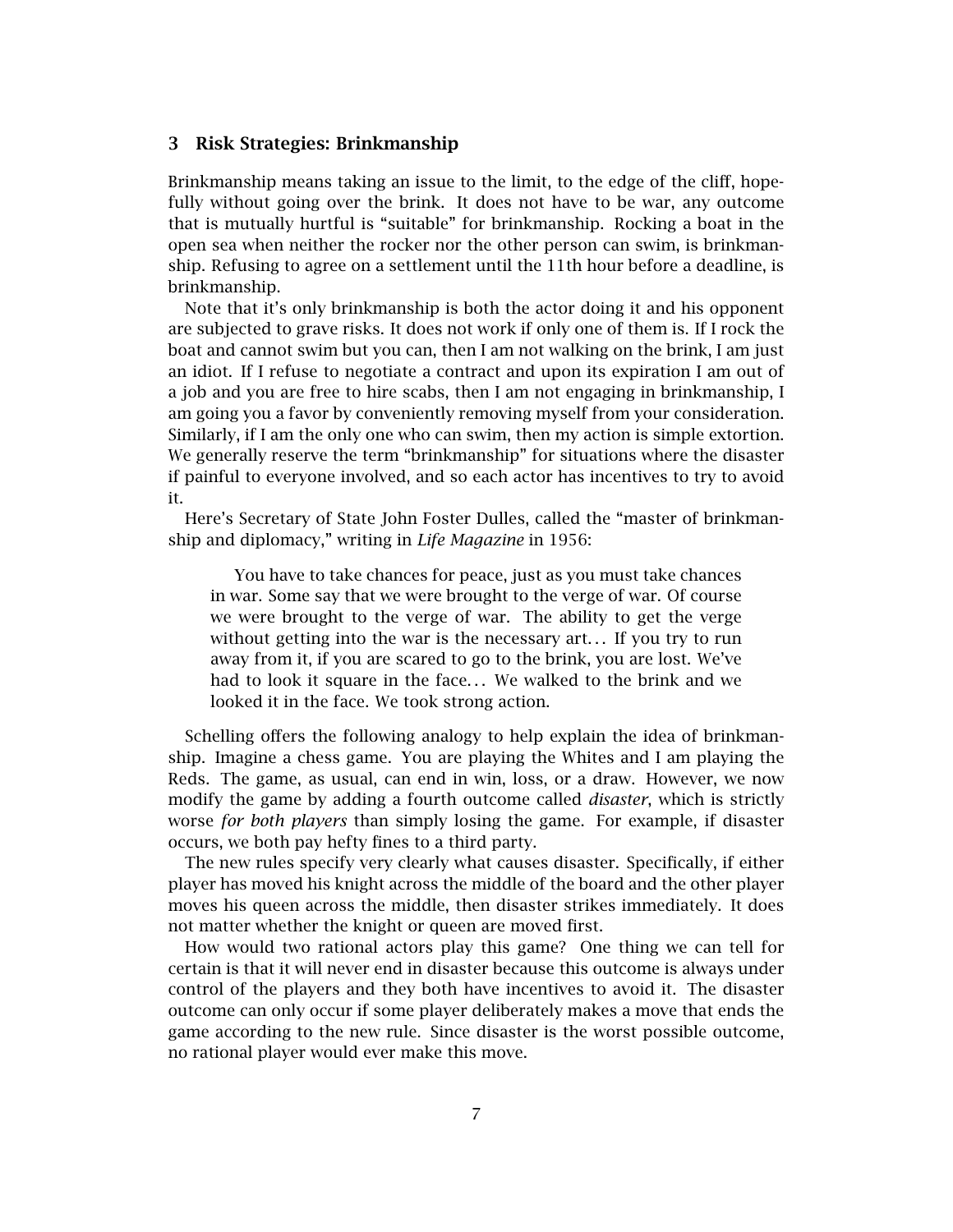## 3 Risk Strategies: Brinkmanship

Brinkmanship means taking an issue to the limit, to the edge of the cliff, hopefully without going over the brink. It does not have to be war, any outcome that is mutually hurtful is "suitable" for brinkmanship. Rocking a boat in the open sea when neither the rocker nor the other person can swim, is brinkmanship. Refusing to agree on a settlement until the 11th hour before a deadline, is brinkmanship.

Note that it's only brinkmanship is both the actor doing it and his opponent are subjected to grave risks. It does not work if only one of them is. If I rock the boat and cannot swim but you can, then I am not walking on the brink, I am just an idiot. If I refuse to negotiate a contract and upon its expiration I am out of a job and you are free to hire scabs, then I am not engaging in brinkmanship, I am going you a favor by conveniently removing myself from your consideration. Similarly, if I am the only one who can swim, then my action is simple extortion. We generally reserve the term "brinkmanship" for situations where the disaster if painful to everyone involved, and so each actor has incentives to try to avoid it.

Here's Secretary of State John Foster Dulles, called the "master of brinkmanship and diplomacy," writing in *Life Magazine* in 1956:

> You have to take chances for peace, just as you must take chances in war. Some say that we were brought to the verge of war. Of course we were brought to the verge of war. The ability to get the verge without getting into the war is the necessary art... If you try to run away from it, if you are scared to go to the brink, you are lost. We've had to look it square in the face... We walked to the brink and we looked it in the face. We took strong action.

Schelling offers the following analogy to help explain the idea of brinkmanship. Imagine a chess game. You are playing the Whites and I am playing the Reds. The game, as usual, can end in win, loss, or a draw. However, we now modify the game by adding a fourth outcome called *disaster*, which is strictly worse *for both players* than simply losing the game. For example, if disaster occurs, we both pay hefty fines to a third party.

The new rules specify very clearly what causes disaster. Specifically, if either player has moved his knight across the middle of the board and the other player moves his queen across the middle, then disaster strikes immediately. It does not matter whether the knight or queen are moved first.

How would two rational actors play this game? One thing we can tell for certain is that it will never end in disaster because this outcome is always under control of the players and they both have incentives to avoid it. The disaster outcome can only occur if some player deliberately makes a move that ends the game according to the new rule. Since disaster is the worst possible outcome, no rational player would ever make this move.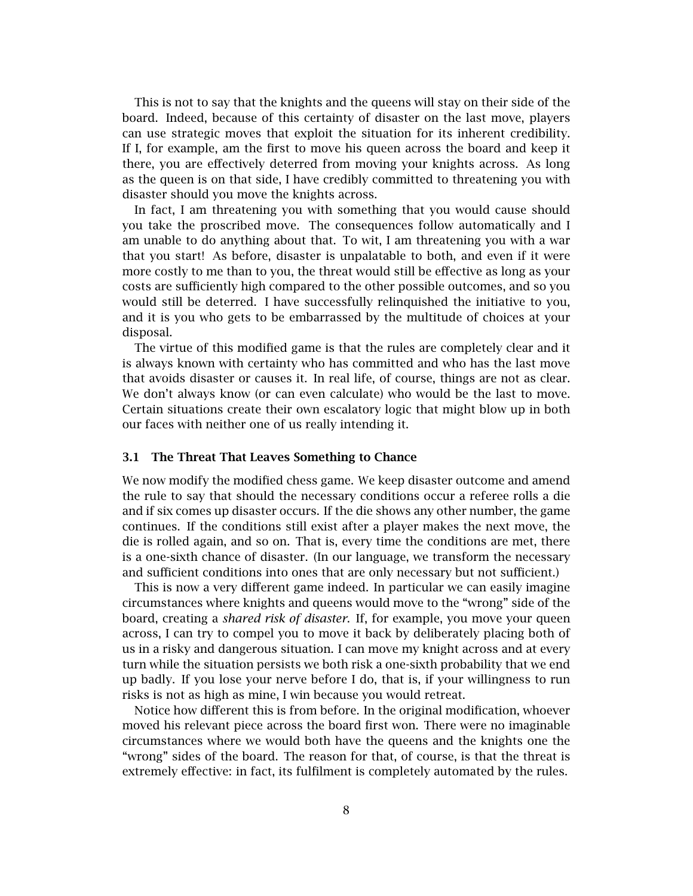This is not to say that the knights and the queens will stay on their side of the board. Indeed, because of this certainty of disaster on the last move, players can use strategic moves that exploit the situation for its inherent credibility. If I, for example, am the first to move his queen across the board and keep it there, you are effectively deterred from moving your knights across. As long as the queen is on that side, I have credibly committed to threatening you with disaster should you move the knights across.

In fact, I am threatening you with something that you would cause should you take the proscribed move. The consequences follow automatically and I am unable to do anything about that. To wit, I am threatening you with a war that you start! As before, disaster is unpalatable to both, and even if it were more costly to me than to you, the threat would still be effective as long as your costs are sufficiently high compared to the other possible outcomes, and so you would still be deterred. I have successfully relinquished the initiative to you, and it is you who gets to be embarrassed by the multitude of choices at your disposal.

The virtue of this modified game is that the rules are completely clear and it is always known with certainty who has committed and who has the last move that avoids disaster or causes it. In real life, of course, things are not as clear. We don't always know (or can even calculate) who would be the last to move. Certain situations create their own escalatory logic that might blow up in both our faces with neither one of us really intending it.

### 3.1 The Threat That Leaves Something to Chance

We now modify the modified chess game. We keep disaster outcome and amend the rule to say that should the necessary conditions occur a referee rolls a die and if six comes up disaster occurs. If the die shows any other number, the game continues. If the conditions still exist after a player makes the next move, the die is rolled again, and so on. That is, every time the conditions are met, there is a one-sixth chance of disaster. (In our language, we transform the necessary and sufficient conditions into ones that are only necessary but not sufficient.)

This is now a very different game indeed. In particular we can easily imagine circumstances where knights and queens would move to the "wrong" side of the board, creating a *shared risk of disaster*. If, for example, you move your queen across, I can try to compel you to move it back by deliberately placing both of us in a risky and dangerous situation. I can move my knight across and at every turn while the situation persists we both risk a one-sixth probability that we end up badly. If you lose your nerve before I do, that is, if your willingness to run risks is not as high as mine, I win because you would retreat.

Notice how different this is from before. In the original modification, whoever moved his relevant piece across the board first won. There were no imaginable circumstances where we would both have the queens and the knights one the "wrong" sides of the board. The reason for that, of course, is that the threat is extremely effective: in fact, its fulfilment is completely automated by the rules.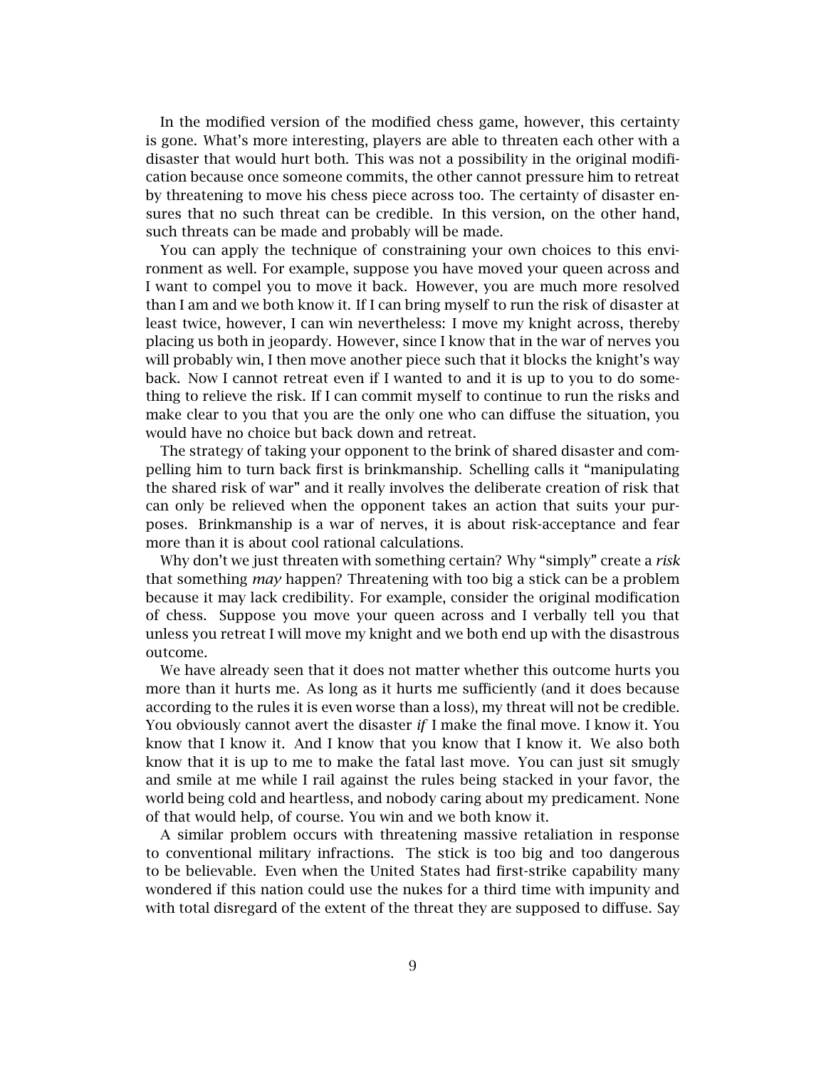In the modified version of the modified chess game, however, this certainty is gone. What's more interesting, players are able to threaten each other with a disaster that would hurt both. This was not a possibility in the original modification because once someone commits, the other cannot pressure him to retreat by threatening to move his chess piece across too. The certainty of disaster ensures that no such threat can be credible. In this version, on the other hand, such threats can be made and probably will be made.

You can apply the technique of constraining your own choices to this environment as well. For example, suppose you have moved your queen across and I want to compel you to move it back. However, you are much more resolved than I am and we both know it. If I can bring myself to run the risk of disaster at least twice, however, I can win nevertheless: I move my knight across, thereby placing us both in jeopardy. However, since I know that in the war of nerves you will probably win, I then move another piece such that it blocks the knight's way back. Now I cannot retreat even if I wanted to and it is up to you to do something to relieve the risk. If I can commit myself to continue to run the risks and make clear to you that you are the only one who can diffuse the situation, you would have no choice but back down and retreat.

The strategy of taking your opponent to the brink of shared disaster and compelling him to turn back first is brinkmanship. Schelling calls it "manipulating the shared risk of war" and it really involves the deliberate creation of risk that can only be relieved when the opponent takes an action that suits your purposes. Brinkmanship is a war of nerves, it is about risk-acceptance and fear more than it is about cool rational calculations.

Why don't we just threaten with something certain? Why "simply" create a *risk* that something *may* happen? Threatening with too big a stick can be a problem because it may lack credibility. For example, consider the original modification of chess. Suppose you move your queen across and I verbally tell you that unless you retreat I will move my knight and we both end up with the disastrous outcome.

We have already seen that it does not matter whether this outcome hurts you more than it hurts me. As long as it hurts me sufficiently (and it does because according to the rules it is even worse than a loss), my threat will not be credible. You obviously cannot avert the disaster *if* I make the final move. I know it. You know that I know it. And I know that you know that I know it. We also both know that it is up to me to make the fatal last move. You can just sit smugly and smile at me while I rail against the rules being stacked in your favor, the world being cold and heartless, and nobody caring about my predicament. None of that would help, of course. You win and we both know it.

A similar problem occurs with threatening massive retaliation in response to conventional military infractions. The stick is too big and too dangerous to be believable. Even when the United States had first-strike capability many wondered if this nation could use the nukes for a third time with impunity and with total disregard of the extent of the threat they are supposed to diffuse. Say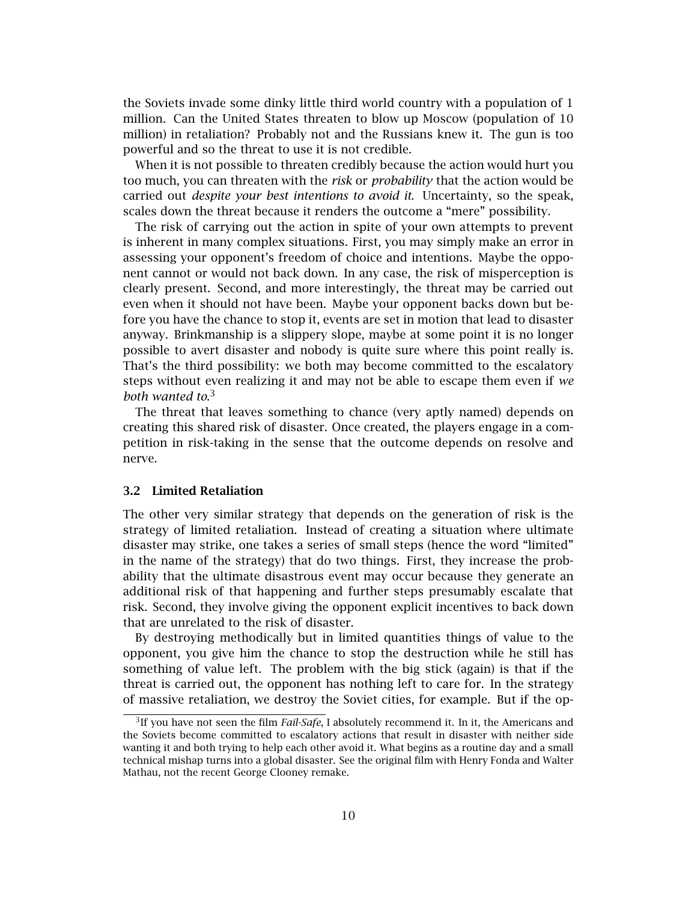the Soviets invade some dinky little third world country with a population of 1 million. Can the United States threaten to blow up Moscow (population of 10 million) in retaliation? Probably not and the Russians knew it. The gun is too powerful and so the threat to use it is not credible.

When it is not possible to threaten credibly because the action would hurt you too much, you can threaten with the *risk* or *probability* that the action would be carried out *despite your best intentions to avoid it*. Uncertainty, so the speak, scales down the threat because it renders the outcome a "mere" possibility.

The risk of carrying out the action in spite of your own attempts to prevent is inherent in many complex situations. First, you may simply make an error in assessing your opponent's freedom of choice and intentions. Maybe the opponent cannot or would not back down. In any case, the risk of misperception is clearly present. Second, and more interestingly, the threat may be carried out even when it should not have been. Maybe your opponent backs down but before you have the chance to stop it, events are set in motion that lead to disaster anyway. Brinkmanship is a slippery slope, maybe at some point it is no longer possible to avert disaster and nobody is quite sure where this point really is. That's the third possibility: we both may become committed to the escalatory steps without even realizing it and may not be able to escape them even if *we both wanted to*.[3]

The threat that leaves something to chance (very aptly named) depends on creating this shared risk of disaster. Once created, the players engage in a competition in risk-taking in the sense that the outcome depends on resolve and nerve.

### 3.2 Limited Retaliation

The other very similar strategy that depends on the generation of risk is the strategy of limited retaliation. Instead of creating a situation where ultimate disaster may strike, one takes a series of small steps (hence the word "limited" in the name of the strategy) that do two things. First, they increase the probability that the ultimate disastrous event may occur because they generate an additional risk of that happening and further steps presumably escalate that risk. Second, they involve giving the opponent explicit incentives to back down that are unrelated to the risk of disaster.

By destroying methodically but in limited quantities things of value to the opponent, you give him the chance to stop the destruction while he still has something of value left. The problem with the big stick (again) is that if the threat is carried out, the opponent has nothing left to care for. In the strategy of massive retaliation, we destroy the Soviet cities, for example. But if the op-

[3] If you have not seen the film *Fail-Safe*, I absolutely recommend it. In it, the Americans and the Soviets become committed to escalatory actions that result in disaster with neither side wanting it and both trying to help each other avoid it. What begins as a routine day and a small technical mishap turns into a global disaster. See the original film with Henry Fonda and Walter Mathau, not the recent George Clooney remake.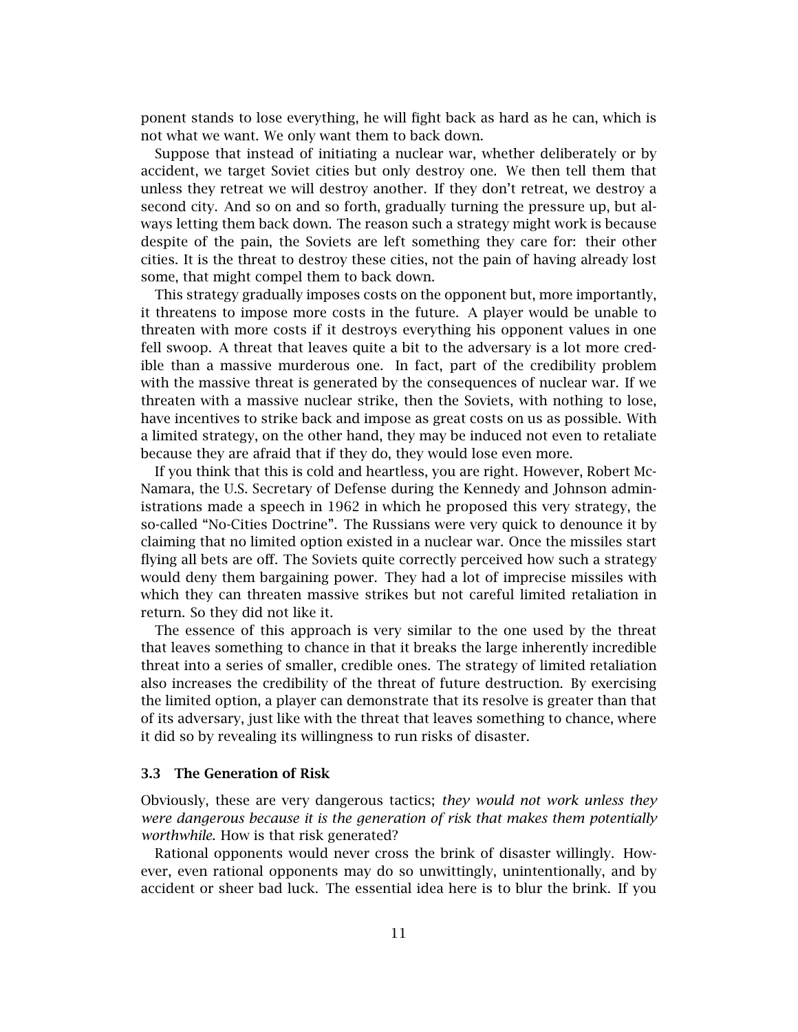ponent stands to lose everything, he will fight back as hard as he can, which is not what we want. We only want them to back down.

Suppose that instead of initiating a nuclear war, whether deliberately or by accident, we target Soviet cities but only destroy one. We then tell them that unless they retreat we will destroy another. If they don't retreat, we destroy a second city. And so on and so forth, gradually turning the pressure up, but always letting them back down. The reason such a strategy might work is because despite of the pain, the Soviets are left something they care for: their other cities. It is the threat to destroy these cities, not the pain of having already lost some, that might compel them to back down.

This strategy gradually imposes costs on the opponent but, more importantly, it threatens to impose more costs in the future. A player would be unable to threaten with more costs if it destroys everything his opponent values in one fell swoop. A threat that leaves quite a bit to the adversary is a lot more credible than a massive murderous one. In fact, part of the credibility problem with the massive threat is generated by the consequences of nuclear war. If we threaten with a massive nuclear strike, then the Soviets, with nothing to lose, have incentives to strike back and impose as great costs on us as possible. With a limited strategy, on the other hand, they may be induced not even to retaliate because they are afraid that if they do, they would lose even more.

If you think that this is cold and heartless, you are right. However, Robert McNamara, the U.S. Secretary of Defense during the Kennedy and Johnson administrations made a speech in 1962 in which he proposed this very strategy, the so-called "No-Cities Doctrine". The Russians were very quick to denounce it by claiming that no limited option existed in a nuclear war. Once the missiles start flying all bets are off. The Soviets quite correctly perceived how such a strategy would deny them bargaining power. They had a lot of imprecise missiles with which they can threaten massive strikes but not careful limited retaliation in return. So they did not like it.

The essence of this approach is very similar to the one used by the threat that leaves something to chance in that it breaks the large inherently incredible threat into a series of smaller, credible ones. The strategy of limited retaliation also increases the credibility of the threat of future destruction. By exercising the limited option, a player can demonstrate that its resolve is greater than that of its adversary, just like with the threat that leaves something to chance, where it did so by revealing its willingness to run risks of disaster.

### 3.3 The Generation of Risk

Obviously, these are very dangerous tactics; *they would not work unless they were dangerous because it is the generation of risk that makes them potentially worthwhile.* How is that risk generated?

Rational opponents would never cross the brink of disaster willingly. However, even rational opponents may do so unwittingly, unintentionally, and by accident or sheer bad luck. The essential idea here is to blur the brink. If you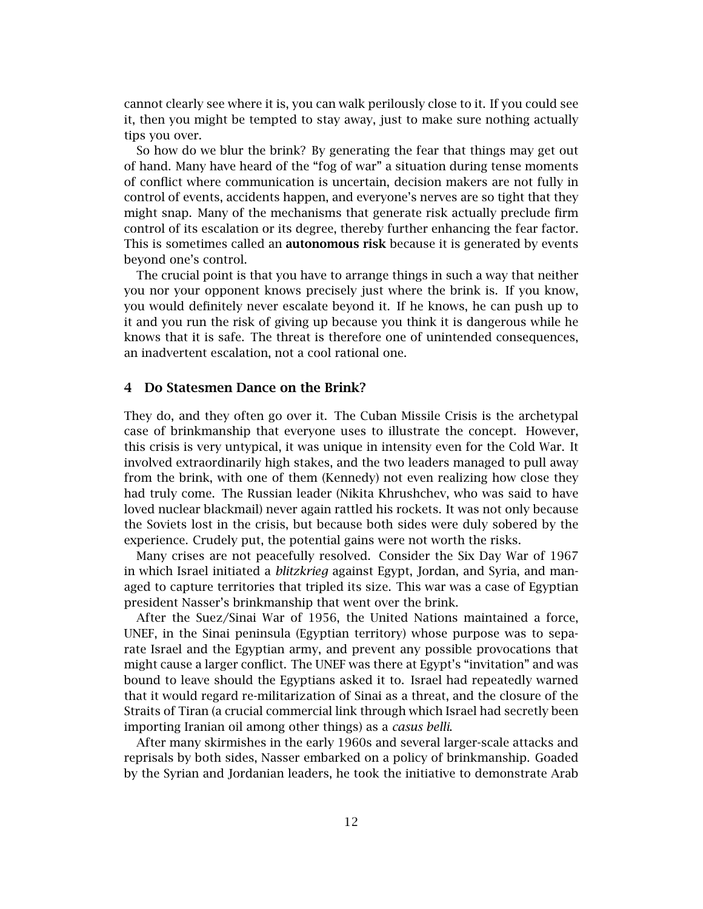cannot clearly see where it is, you can walk perilously close to it. If you could see it, then you might be tempted to stay away, just to make sure nothing actually tips you over.

So how do we blur the brink? By generating the fear that things may get out of hand. Many have heard of the "fog of war" a situation during tense moments of conflict where communication is uncertain, decision makers are not fully in control of events, accidents happen, and everyone's nerves are so tight that they might snap. Many of the mechanisms that generate risk actually preclude firm control of its escalation or its degree, thereby further enhancing the fear factor. This is sometimes called an **autonomous risk** because it is generated by events beyond one's control.

The crucial point is that you have to arrange things in such a way that neither you nor your opponent knows precisely just where the brink is. If you know, you would definitely never escalate beyond it. If he knows, he can push up to it and you run the risk of giving up because you think it is dangerous while he knows that it is safe. The threat is therefore one of unintended consequences, an inadvertent escalation, not a cool rational one.

## 4 Do Statesmen Dance on the Brink?

They do, and they often go over it. The Cuban Missile Crisis is the archetypal case of brinkmanship that everyone uses to illustrate the concept. However, this crisis is very untypical, it was unique in intensity even for the Cold War. It involved extraordinarily high stakes, and the two leaders managed to pull away from the brink, with one of them (Kennedy) not even realizing how close they had truly come. The Russian leader (Nikita Khrushchev, who was said to have loved nuclear blackmail) never again rattled his rockets. It was not only because the Soviets lost in the crisis, but because both sides were duly sobered by the experience. Crudely put, the potential gains were not worth the risks.

Many crises are not peacefully resolved. Consider the Six Day War of 1967 in which Israel initiated a *blitzkrieg* against Egypt, Jordan, and Syria, and managed to capture territories that tripled its size. This war was a case of Egyptian president Nasser's brinkmanship that went over the brink.

After the Suez/Sinai War of 1956, the United Nations maintained a force, UNEF, in the Sinai peninsula (Egyptian territory) whose purpose was to separate Israel and the Egyptian army, and prevent any possible provocations that might cause a larger conflict. The UNEF was there at Egypt's "invitation" and was bound to leave should the Egyptians asked it to. Israel had repeatedly warned that it would regard re-militarization of Sinai as a threat, and the closure of the Straits of Tiran (a crucial commercial link through which Israel had secretly been importing Iranian oil among other things) as a *casus belli*.

After many skirmishes in the early 1960s and several larger-scale attacks and reprisals by both sides, Nasser embarked on a policy of brinkmanship. Goaded by the Syrian and Jordanian leaders, he took the initiative to demonstrate Arab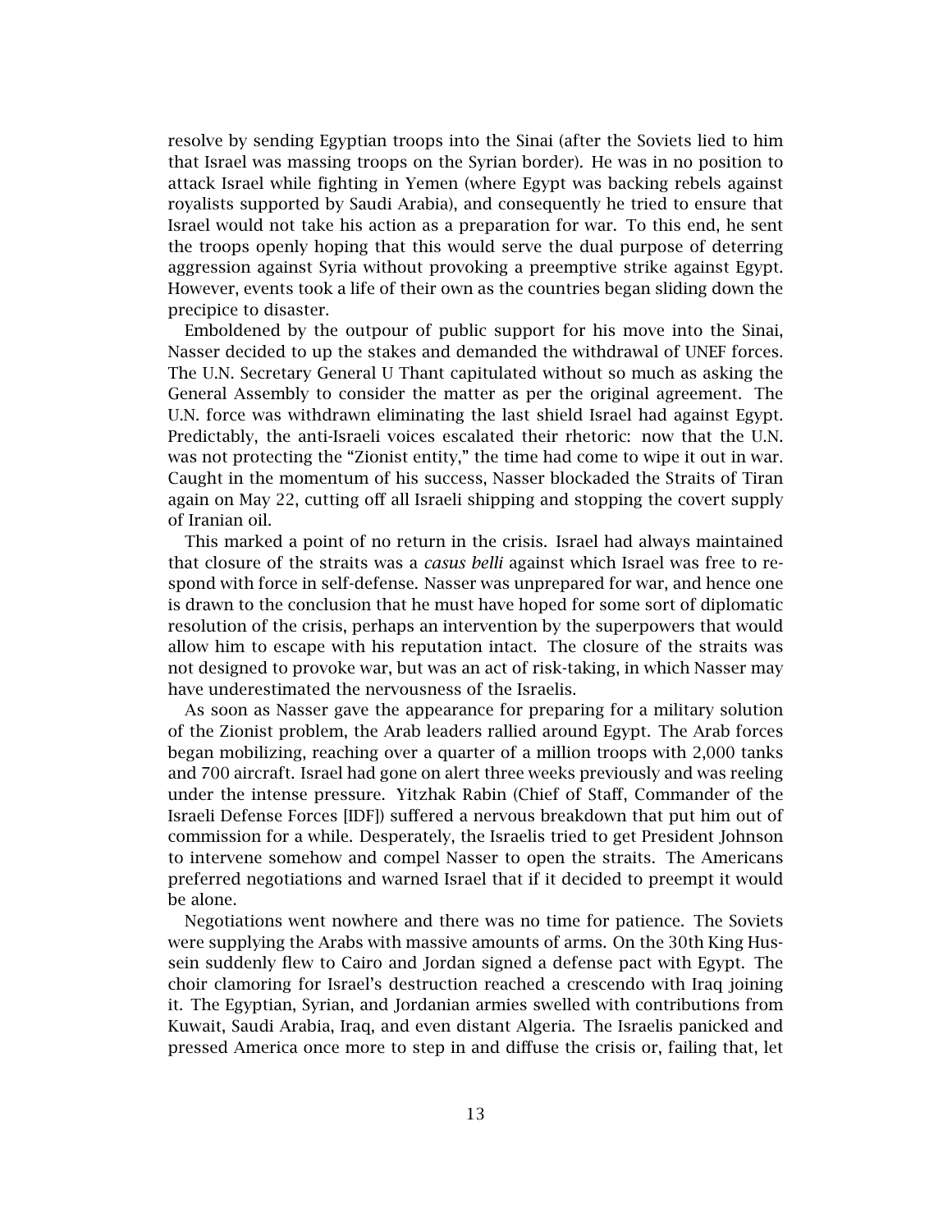resolve by sending Egyptian troops into the Sinai (after the Soviets lied to him that Israel was massing troops on the Syrian border). He was in no position to attack Israel while fighting in Yemen (where Egypt was backing rebels against royalists supported by Saudi Arabia), and consequently he tried to ensure that Israel would not take his action as a preparation for war. To this end, he sent the troops openly hoping that this would serve the dual purpose of deterring aggression against Syria without provoking a preemptive strike against Egypt. However, events took a life of their own as the countries began sliding down the precipice to disaster.

Emboldened by the outpour of public support for his move into the Sinai, Nasser decided to up the stakes and demanded the withdrawal of UNEF forces. The U.N. Secretary General U Thant capitulated without so much as asking the General Assembly to consider the matter as per the original agreement. The U.N. force was withdrawn eliminating the last shield Israel had against Egypt. Predictably, the anti-Israeli voices escalated their rhetoric: now that the U.N. was not protecting the "Zionist entity," the time had come to wipe it out in war. Caught in the momentum of his success, Nasser blockaded the Straits of Tiran again on May 22, cutting off all Israeli shipping and stopping the covert supply of Iranian oil.

This marked a point of no return in the crisis. Israel had always maintained that closure of the straits was a *casus belli* against which Israel was free to respond with force in self-defense. Nasser was unprepared for war, and hence one is drawn to the conclusion that he must have hoped for some sort of diplomatic resolution of the crisis, perhaps an intervention by the superpowers that would allow him to escape with his reputation intact. The closure of the straits was not designed to provoke war, but was an act of risk-taking, in which Nasser may have underestimated the nervousness of the Israelis.

As soon as Nasser gave the appearance for preparing for a military solution of the Zionist problem, the Arab leaders rallied around Egypt. The Arab forces began mobilizing, reaching over a quarter of a million troops with 2,000 tanks and 700 aircraft. Israel had gone on alert three weeks previously and was reeling under the intense pressure. Yitzhak Rabin (Chief of Staff, Commander of the Israeli Defense Forces [IDF]) suffered a nervous breakdown that put him out of commission for a while. Desperately, the Israelis tried to get President Johnson to intervene somehow and compel Nasser to open the straits. The Americans preferred negotiations and warned Israel that if it decided to preempt it would be alone.

Negotiations went nowhere and there was no time for patience. The Soviets were supplying the Arabs with massive amounts of arms. On the 30th King Hussein suddenly flew to Cairo and Jordan signed a defense pact with Egypt. The choir clamoring for Israel's destruction reached a crescendo with Iraq joining it. The Egyptian, Syrian, and Jordanian armies swelled with contributions from Kuwait, Saudi Arabia, Iraq, and even distant Algeria. The Israelis panicked and pressed America once more to step in and diffuse the crisis or, failing that, let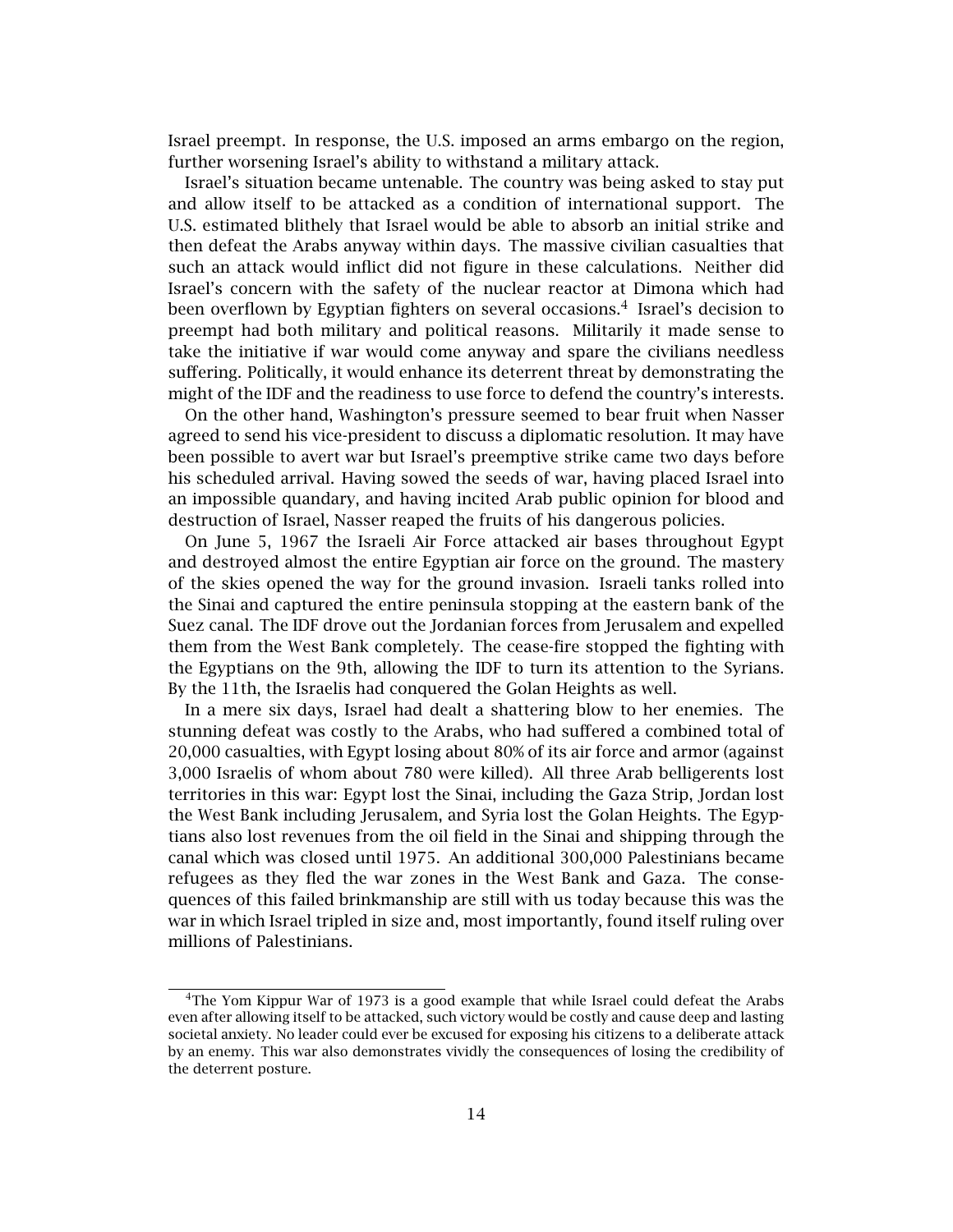Israel preempt. In response, the U.S. imposed an arms embargo on the region, further worsening Israel's ability to withstand a military attack.

Israel's situation became untenable. The country was being asked to stay put and allow itself to be attacked as a condition of international support. The U.S. estimated blithely that Israel would be able to absorb an initial strike and then defeat the Arabs anyway within days. The massive civilian casualties that such an attack would inflict did not figure in these calculations. Neither did Israel's concern with the safety of the nuclear reactor at Dimona which had been overflown by Egyptian fighters on several occasions.[4] Israel's decision to preempt had both military and political reasons. Militarily it made sense to take the initiative if war would come anyway and spare the civilians needless suffering. Politically, it would enhance its deterrent threat by demonstrating the might of the IDF and the readiness to use force to defend the country's interests.

On the other hand, Washington's pressure seemed to bear fruit when Nasser agreed to send his vice-president to discuss a diplomatic resolution. It may have been possible to avert war but Israel's preemptive strike came two days before his scheduled arrival. Having sowed the seeds of war, having placed Israel into an impossible quandary, and having incited Arab public opinion for blood and destruction of Israel, Nasser reaped the fruits of his dangerous policies.

On June 5, 1967 the Israeli Air Force attacked air bases throughout Egypt and destroyed almost the entire Egyptian air force on the ground. The mastery of the skies opened the way for the ground invasion. Israeli tanks rolled into the Sinai and captured the entire peninsula stopping at the eastern bank of the Suez canal. The IDF drove out the Jordanian forces from Jerusalem and expelled them from the West Bank completely. The cease-fire stopped the fighting with the Egyptians on the 9th, allowing the IDF to turn its attention to the Syrians. By the 11th, the Israelis had conquered the Golan Heights as well.

In a mere six days, Israel had dealt a shattering blow to her enemies. The stunning defeat was costly to the Arabs, who had suffered a combined total of 20,000 casualties, with Egypt losing about 80% of its air force and armor (against 3,000 Israelis of whom about 780 were killed). All three Arab belligerents lost territories in this war: Egypt lost the Sinai, including the Gaza Strip, Jordan lost the West Bank including Jerusalem, and Syria lost the Golan Heights. The Egyptians also lost revenues from the oil field in the Sinai and shipping through the canal which was closed until 1975. An additional 300,000 Palestinians became refugees as they fled the war zones in the West Bank and Gaza. The consequences of this failed brinkmanship are still with us today because this was the war in which Israel tripled in size and, most importantly, found itself ruling over millions of Palestinians.

[4] The Yom Kippur War of 1973 is a good example that while Israel could defeat the Arabs even after allowing itself to be attacked, such victory would be costly and cause deep and lasting societal anxiety. No leader could ever be excused for exposing his citizens to a deliberate attack by an enemy. This war also demonstrates vividly the consequences of losing the credibility of the deterrent posture.